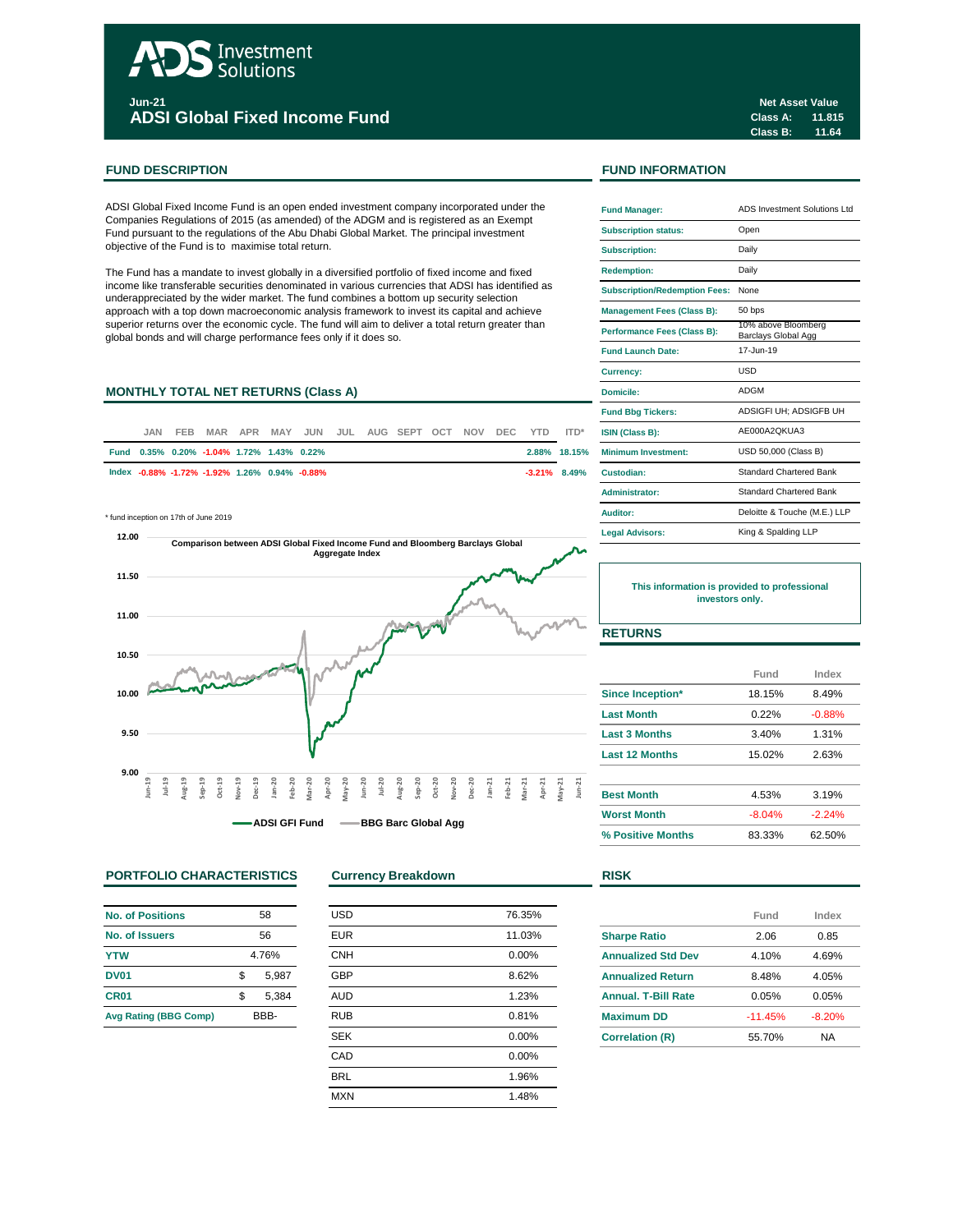# ADS Investment Solutions

**Jun-21**

## ADSI Global Fixed Income Fund

**Net Asset Value**
**Class A: 11.815**
**Class B: 11.64**

## FUND DESCRIPTION

ADSI Global Fixed Income Fund is an open ended investment company incorporated under the Companies Regulations of 2015 (as amended) of the ADGM and is registered as an Exempt Fund pursuant to the regulations of the Abu Dhabi Global Market. The principal investment objective of the Fund is to maximise total return.

The Fund has a mandate to invest globally in a diversified portfolio of fixed income and fixed income like transferable securities denominated in various currencies that ADSI has identified as underappreciated by the wider market. The fund combines a bottom up security selection approach with a top down macroeconomic analysis framework to invest its capital and achieve superior returns over the economic cycle. The fund will aim to deliver a total return greater than global bonds and will charge performance fees only if it does so.

## MONTHLY TOTAL NET RETURNS (Class A)

| | JAN | FEB | MAR | APR | MAY | JUN | JUL | AUG | SEPT | OCT | NOV | DEC | YTD | ITD* |
|---|---|---|---|---|---|---|---|---|---|---|---|---|---|---|
| Fund | 0.35% | 0.20% | -1.04% | 1.72% | 1.43% | 0.22% | | | | | | | 2.88% | 18.15% |
| Index | -0.88% | -1.72% | -1.92% | 1.26% | 0.94% | -0.88% | | | | | | | -3.21% | 8.49% |

\* fund inception on 17th of June 2019

Comparison between ADSI Global Fixed Income Fund and Bloomberg Barclays Global Aggregate Index

ADSI GFI Fund — BBG Barc Global Agg

## FUND INFORMATION

| | |
|---|---|
| Fund Manager: | ADS Investment Solutions Ltd |
| Subscription status: | Open |
| Subscription: | Daily |
| Redemption: | Daily |
| Subscription/Redemption Fees: | None |
| Management Fees (Class B): | 50 bps |
| Performance Fees (Class B): | 10% above Bloomberg Barclays Global Agg |
| Fund Launch Date: | 17-Jun-19 |
| Currency: | USD |
| Domicile: | ADGM |
| Fund Bbg Tickers: | ADSIGFI UH; ADSIGFB UH |
| ISIN (Class B): | AE000A2QKUA3 |
| Minimum Investment: | USD 50,000 (Class B) |
| Custodian: | Standard Chartered Bank |
| Administrator: | Standard Chartered Bank |
| Auditor: | Deloitte & Touche (M.E.) LLP |
| Legal Advisors: | King & Spalding LLP |

**This information is provided to professional investors only.**

## RETURNS

| | Fund | Index |
|---|---|---|
| Since Inception* | 18.15% | 8.49% |
| Last Month | 0.22% | -0.88% |
| Last 3 Months | 3.40% | 1.31% |
| Last 12 Months | 15.02% | 2.63% |
| Best Month | 4.53% | 3.19% |
| Worst Month | -8.04% | -2.24% |
| % Positive Months | 83.33% | 62.50% |

## PORTFOLIO CHARACTERISTICS

| | |
|---|---|
| No. of Positions | 58 |
| No. of Issuers | 56 |
| YTW | 4.76% |
| DV01 | $ 5,987 |
| CR01 | $ 5,384 |
| Avg Rating (BBG Comp) | BBB- |

## Currency Breakdown

| | |
|---|---|
| USD | 76.35% |
| EUR | 11.03% |
| CNH | 0.00% |
| GBP | 8.62% |
| AUD | 1.23% |
| RUB | 0.81% |
| SEK | 0.00% |
| CAD | 0.00% |
| BRL | 1.96% |
| MXN | 1.48% |

## RISK

| | Fund | Index |
|---|---|---|
| Sharpe Ratio | 2.06 | 0.85 |
| Annualized Std Dev | 4.10% | 4.69% |
| Annualized Return | 8.48% | 4.05% |
| Annual. T-Bill Rate | 0.05% | 0.05% |
| Maximum DD | -11.45% | -8.20% |
| Correlation (R) | 55.70% | NA |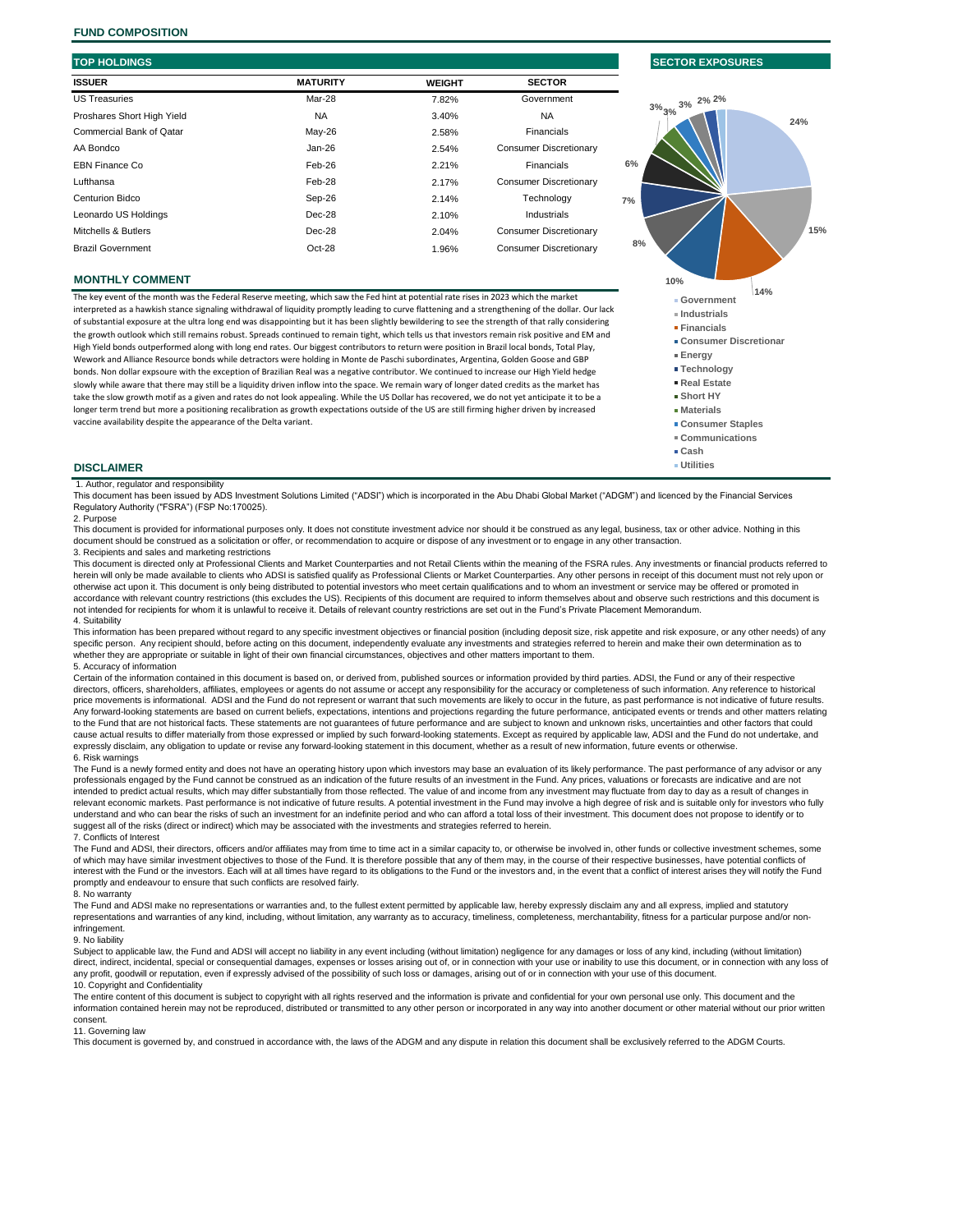## FUND COMPOSITION

### TOP HOLDINGS

| ISSUER | MATURITY | WEIGHT | SECTOR |
|---|---|---|---|
| US Treasuries | Mar-28 | 7.82% | Government |
| Proshares Short High Yield | NA | 3.40% | NA |
| Commercial Bank of Qatar | May-26 | 2.58% | Financials |
| AA Bondco | Jan-26 | 2.54% | Consumer Discretionary |
| EBN Finance Co | Feb-26 | 2.21% | Financials |
| Lufthansa | Feb-28 | 2.17% | Consumer Discretionary |
| Centurion Bidco | Sep-26 | 2.14% | Technology |
| Leonardo US Holdings | Dec-28 | 2.10% | Industrials |
| Mitchells & Butlers | Dec-28 | 2.04% | Consumer Discretionary |
| Brazil Government | Oct-28 | 1.96% | Consumer Discretionary |

### SECTOR EXPOSURES

24%
15%
14%
10%
8%
7%
6%
3%
3%
3%
2%
2%

- Government
- Industrials
- Financials
- Consumer Discretionar
- Energy
- Technology
- Real Estate
- Short HY
- Materials
- Consumer Staples
- Communications
- Cash
- Utilities

### MONTHLY COMMENT

The key event of the month was the Federal Reserve meeting, which saw the Fed hint at potential rate rises in 2023 which the market interpreted as a hawkish stance signaling withdrawal of liquidity promptly leading to curve flattening and a strengthening of the dollar. Our lack of substantial exposure at the ultra long end was disappointing but it has been slightly bewildering to see the strength of that rally considering the growth outlook which still remains robust. Spreads continued to remain tight, which tells us that investors remain risk positive and EM and High Yield bonds outperformed along with long end rates. Our biggest contributors to return were position in Brazil local bonds, Total Play, Wework and Alliance Resource bonds while detractors were holding in Monte de Paschi subordinates, Argentina, Golden Goose and GBP bonds. Non dollar expsoure with the exception of Brazilian Real was a negative contributor. We continued to increase our High Yield hedge slowly while aware that there may still be a liquidity driven inflow into the space. We remain wary of longer dated credits as the market has take the slow growth motif as a given and rates do not look appealing. While the US Dollar has recovered, we do not yet anticipate it to be a longer term trend but more a positioning recalibration as growth expectations outside of the US are still firming higher driven by increased vaccine availability despite the appearance of the Delta variant.

### DISCLAIMER

1. Author, regulator and responsibility

This document has been issued by ADS Investment Solutions Limited ("ADSI") which is incorporated in the Abu Dhabi Global Market ("ADGM") and licenced by the Financial Services Regulatory Authority ("FSRA") (FSP No:170025).

2. Purpose

This document is provided for informational purposes only. It does not constitute investment advice nor should it be construed as any legal, business, tax or other advice. Nothing in this document should be construed as a solicitation or offer, or recommendation to acquire or dispose of any investment or to engage in any other transaction.

3. Recipients and sales and marketing restrictions

This document is directed only at Professional Clients and Market Counterparties and not Retail Clients within the meaning of the FSRA rules. Any investments or financial products referred to herein will only be made available to clients who ADSI is satisfied qualify as Professional Clients or Market Counterparties. Any other persons in receipt of this document must not rely upon or otherwise act upon it. This document is only being distributed to potential investors who meet certain qualifications and to whom an investment or service may be offered or promoted in accordance with relevant country restrictions (this excludes the US). Recipients of this document are required to inform themselves about and observe such restrictions and this document is not intended for recipients for whom it is unlawful to receive it. Details of relevant country restrictions are set out in the Fund's Private Placement Memorandum.

4. Suitability

This information has been prepared without regard to any specific investment objectives or financial position (including deposit size, risk appetite and risk exposure, or any other needs) of any specific person. Any recipient should, before acting on this document, independently evaluate any investments and strategies referred to herein and make their own determination as to whether they are appropriate or suitable in light of their own financial circumstances, objectives and other matters important to them.

5. Accuracy of information

Certain of the information contained in this document is based on, or derived from, published sources or information provided by third parties. ADSI, the Fund or any of their respective directors, officers, shareholders, affiliates, employees or agents do not assume or accept any responsibility for the accuracy or completeness of such information. Any reference to historical price movements is informational. ADSI and the Fund do not represent or warrant that such movements are likely to occur in the future, as past performance is not indicative of future results. Any forward-looking statements are based on current beliefs, expectations, intentions and projections regarding the future performance, anticipated events or trends and other matters relating to the Fund that are not historical facts. These statements are not guarantees of future performance and are subject to known and unknown risks, uncertainties and other factors that could cause actual results to differ materially from those expressed or implied by such forward-looking statements. Except as required by applicable law, ADSI and the Fund do not undertake, and expressly disclaim, any obligation to update or revise any forward-looking statement in this document, whether as a result of new information, future events or otherwise.

6. Risk warnings

The Fund is a newly formed entity and does not have an operating history upon which investors may base an evaluation of its likely performance. The past performance of any advisor or any professionals engaged by the Fund cannot be construed as an indication of the future results of an investment in the Fund. Any prices, valuations or forecasts are indicative and are not intended to predict actual results, which may differ substantially from those reflected. The value of and income from any investment may fluctuate from day to day as a result of changes in relevant economic markets. Past performance is not indicative of future results. A potential investment in the Fund may involve a high degree of risk and is suitable only for investors who fully understand and who can bear the risks of such an investment for an indefinite period and who can afford a total loss of their investment. This document does not propose to identify or to suggest all of the risks (direct or indirect) which may be associated with the investments and strategies referred to herein.

7. Conflicts of Interest

The Fund and ADSI, their directors, officers and/or affiliates may from time to time act in a similar capacity to, or otherwise be involved in, other funds or collective investment schemes, some of which may have similar investment objectives to those of the Fund. It is therefore possible that any of them may, in the course of their respective businesses, have potential conflicts of interest with the Fund or the investors. Each will at all times have regard to its obligations to the Fund or the investors and, in the event that a conflict of interest arises they will notify the Fund promptly and endeavour to ensure that such conflicts are resolved fairly.

8. No warranty

The Fund and ADSI make no representations or warranties and, to the fullest extent permitted by applicable law, hereby expressly disclaim any and all express, implied and statutory representations and warranties of any kind, including, without limitation, any warranty as to accuracy, timeliness, completeness, merchantability, fitness for a particular purpose and/or non-infringement.

9. No liability

Subject to applicable law, the Fund and ADSI will accept no liability in any event including (without limitation) negligence for any damages or loss of any kind, including (without limitation) direct, indirect, incidental, special or consequential damages, expenses or losses arising out of, or in connection with your use or inability to use this document, or in connection with any loss of any profit, goodwill or reputation, even if expressly advised of the possibility of such loss or damages, arising out of or in connection with your use of this document.

10. Copyright and Confidentiality

The entire content of this document is subject to copyright with all rights reserved and the information is private and confidential for your own personal use only. This document and the information contained herein may not be reproduced, distributed or transmitted to any other person or incorporated in any way into another document or other material without our prior written consent.

11. Governing law

This document is governed by, and construed in accordance with, the laws of the ADGM and any dispute in relation this document shall be exclusively referred to the ADGM Courts.